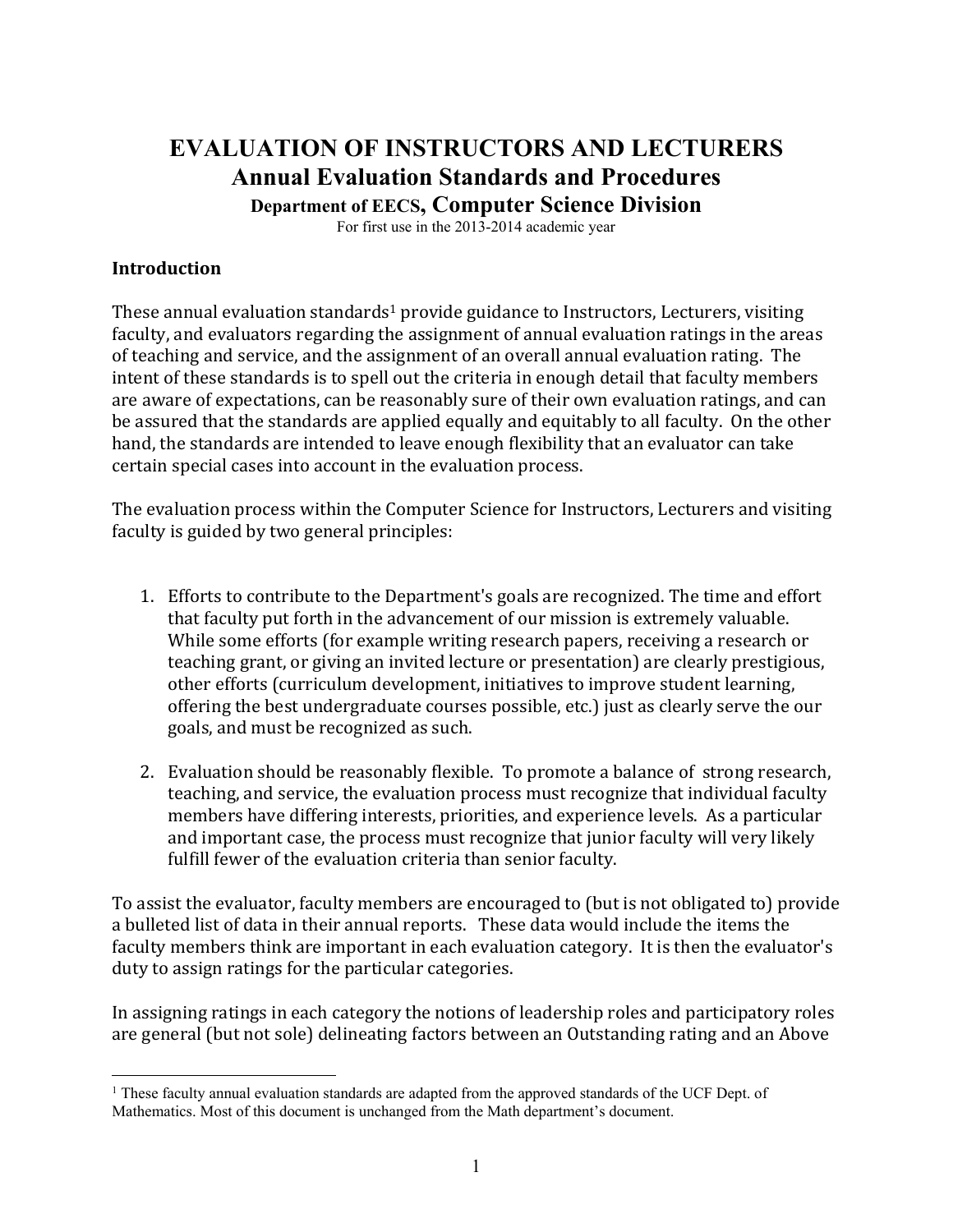# EVALUATION OF INSTRUCTORS AND LECTURERS

## Annual Evaluation Standards and Procedures

### Department of EECS, Computer Science Division

For first use in the 2013-2014 academic year

**Introduction**

These annual evaluation standards[1] provide guidance to Instructors, Lecturers, visiting faculty, and evaluators regarding the assignment of annual evaluation ratings in the areas of teaching and service, and the assignment of an overall annual evaluation rating. The intent of these standards is to spell out the criteria in enough detail that faculty members are aware of expectations, can be reasonably sure of their own evaluation ratings, and can be assured that the standards are applied equally and equitably to all faculty. On the other hand, the standards are intended to leave enough flexibility that an evaluator can take certain special cases into account in the evaluation process.

The evaluation process within the Computer Science for Instructors, Lecturers and visiting faculty is guided by two general principles:

1. Efforts to contribute to the Department's goals are recognized. The time and effort that faculty put forth in the advancement of our mission is extremely valuable. While some efforts (for example writing research papers, receiving a research or teaching grant, or giving an invited lecture or presentation) are clearly prestigious, other efforts (curriculum development, initiatives to improve student learning, offering the best undergraduate courses possible, etc.) just as clearly serve the our goals, and must be recognized as such.

2. Evaluation should be reasonably flexible. To promote a balance of strong research, teaching, and service, the evaluation process must recognize that individual faculty members have differing interests, priorities, and experience levels. As a particular and important case, the process must recognize that junior faculty will very likely fulfill fewer of the evaluation criteria than senior faculty.

To assist the evaluator, faculty members are encouraged to (but is not obligated to) provide a bulleted list of data in their annual reports. These data would include the items the faculty members think are important in each evaluation category. It is then the evaluator's duty to assign ratings for the particular categories.

In assigning ratings in each category the notions of leadership roles and participatory roles are general (but not sole) delineating factors between an Outstanding rating and an Above

[1] These faculty annual evaluation standards are adapted from the approved standards of the UCF Dept. of Mathematics. Most of this document is unchanged from the Math department's document.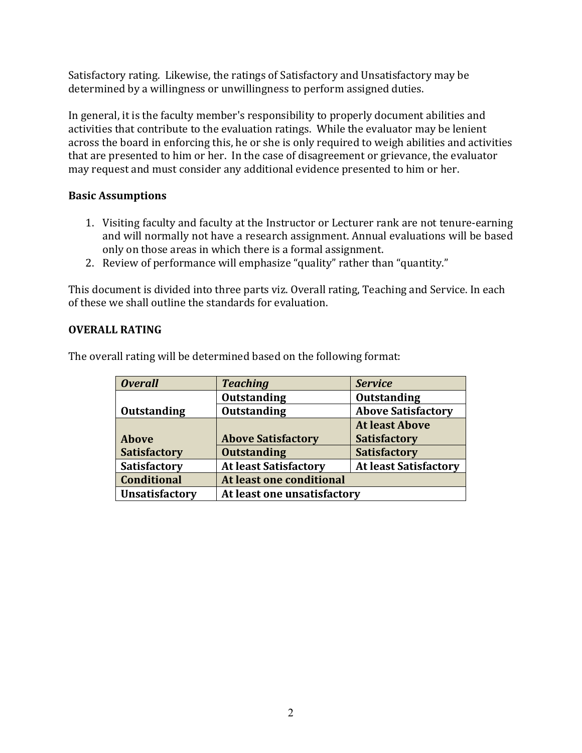Satisfactory rating. Likewise, the ratings of Satisfactory and Unsatisfactory may be determined by a willingness or unwillingness to perform assigned duties.

In general, it is the faculty member's responsibility to properly document abilities and activities that contribute to the evaluation ratings. While the evaluator may be lenient across the board in enforcing this, he or she is only required to weigh abilities and activities that are presented to him or her. In the case of disagreement or grievance, the evaluator may request and must consider any additional evidence presented to him or her.

**Basic Assumptions**

1. Visiting faculty and faculty at the Instructor or Lecturer rank are not tenure-earning and will normally not have a research assignment. Annual evaluations will be based only on those areas in which there is a formal assignment.
2. Review of performance will emphasize "quality" rather than "quantity."

This document is divided into three parts viz. Overall rating, Teaching and Service. In each of these we shall outline the standards for evaluation.

**OVERALL RATING**

The overall rating will be determined based on the following format:

| ***Overall*** | ***Teaching*** | ***Service*** |
|---|---|---|
| **Outstanding** | **Outstanding** | **Outstanding** |
| | **Outstanding** | **Above Satisfactory** |
| **Above Satisfactory** | **Above Satisfactory** | **At least Above Satisfactory** |
| | **Outstanding** | **Satisfactory** |
| **Satisfactory** | **At least Satisfactory** | **At least Satisfactory** |
| **Conditional** | **At least one conditional** | |
| **Unsatisfactory** | **At least one unsatisfactory** | |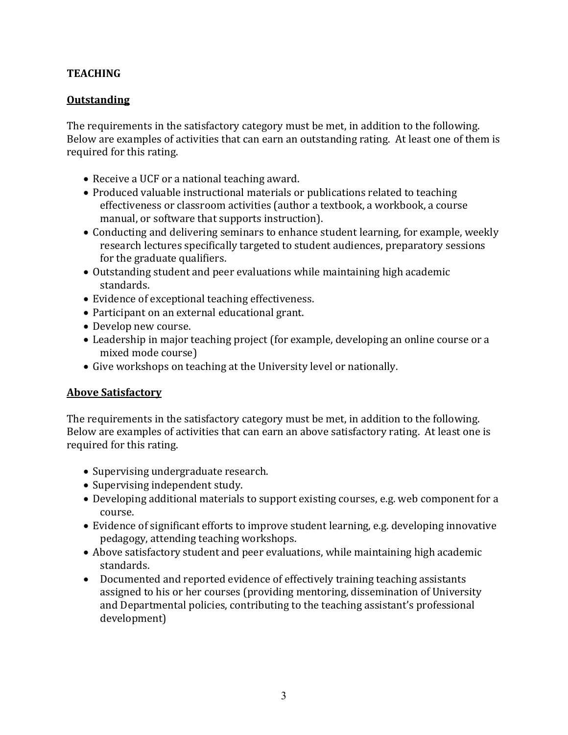**TEACHING**

**Outstanding**

The requirements in the satisfactory category must be met, in addition to the following. Below are examples of activities that can earn an outstanding rating. At least one of them is required for this rating.

- Receive a UCF or a national teaching award.
- Produced valuable instructional materials or publications related to teaching effectiveness or classroom activities (author a textbook, a workbook, a course manual, or software that supports instruction).
- Conducting and delivering seminars to enhance student learning, for example, weekly research lectures specifically targeted to student audiences, preparatory sessions for the graduate qualifiers.
- Outstanding student and peer evaluations while maintaining high academic standards.
- Evidence of exceptional teaching effectiveness.
- Participant on an external educational grant.
- Develop new course.
- Leadership in major teaching project (for example, developing an online course or a mixed mode course)
- Give workshops on teaching at the University level or nationally.

**Above Satisfactory**

The requirements in the satisfactory category must be met, in addition to the following. Below are examples of activities that can earn an above satisfactory rating. At least one is required for this rating.

- Supervising undergraduate research.
- Supervising independent study.
- Developing additional materials to support existing courses, e.g. web component for a course.
- Evidence of significant efforts to improve student learning, e.g. developing innovative pedagogy, attending teaching workshops.
- Above satisfactory student and peer evaluations, while maintaining high academic standards.
- Documented and reported evidence of effectively training teaching assistants assigned to his or her courses (providing mentoring, dissemination of University and Departmental policies, contributing to the teaching assistant's professional development)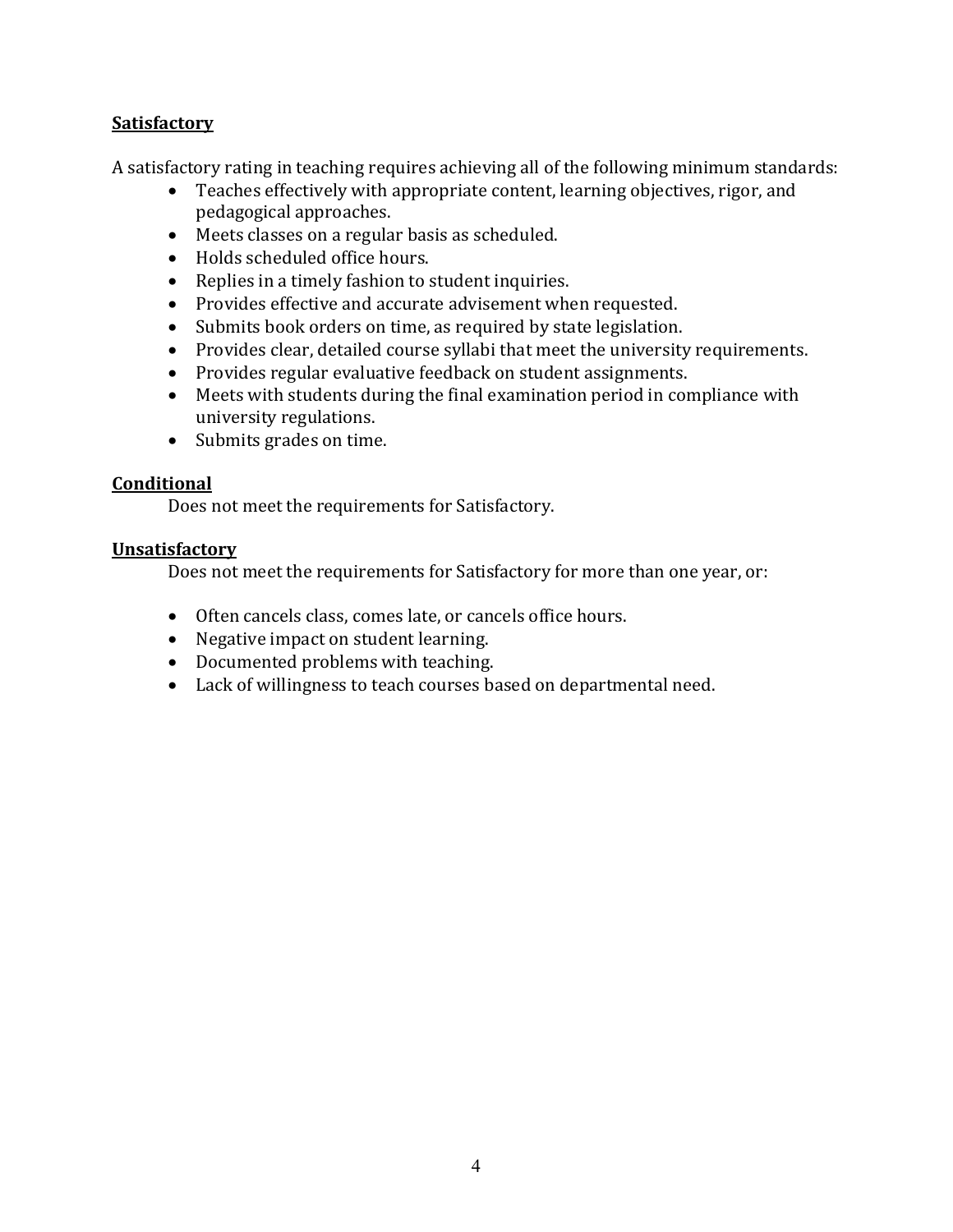**Satisfactory**

A satisfactory rating in teaching requires achieving all of the following minimum standards:

- Teaches effectively with appropriate content, learning objectives, rigor, and pedagogical approaches.
- Meets classes on a regular basis as scheduled.
- Holds scheduled office hours.
- Replies in a timely fashion to student inquiries.
- Provides effective and accurate advisement when requested.
- Submits book orders on time, as required by state legislation.
- Provides clear, detailed course syllabi that meet the university requirements.
- Provides regular evaluative feedback on student assignments.
- Meets with students during the final examination period in compliance with university regulations.
- Submits grades on time.

**Conditional**

Does not meet the requirements for Satisfactory.

**Unsatisfactory**

Does not meet the requirements for Satisfactory for more than one year, or:

- Often cancels class, comes late, or cancels office hours.
- Negative impact on student learning.
- Documented problems with teaching.
- Lack of willingness to teach courses based on departmental need.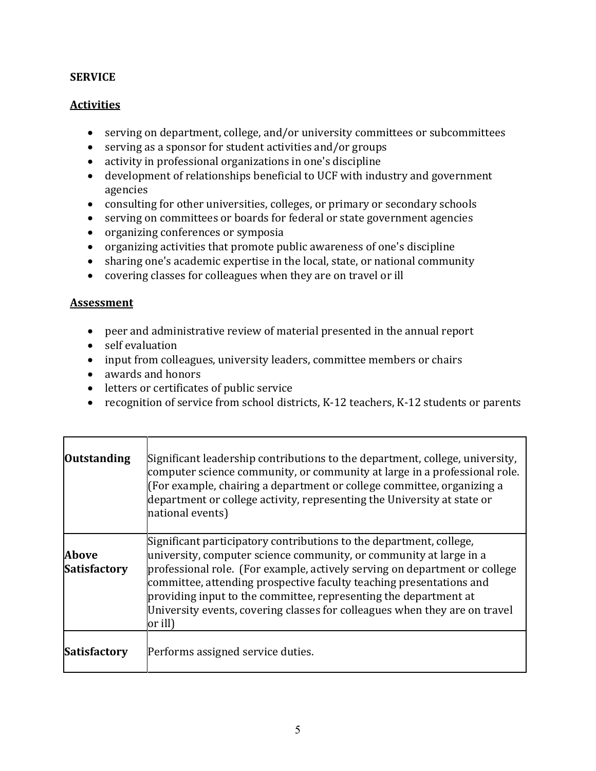## SERVICE

### Activities

- serving on department, college, and/or university committees or subcommittees
- serving as a sponsor for student activities and/or groups
- activity in professional organizations in one's discipline
- development of relationships beneficial to UCF with industry and government agencies
- consulting for other universities, colleges, or primary or secondary schools
- serving on committees or boards for federal or state government agencies
- organizing conferences or symposia
- organizing activities that promote public awareness of one's discipline
- sharing one's academic expertise in the local, state, or national community
- covering classes for colleagues when they are on travel or ill

### Assessment

- peer and administrative review of material presented in the annual report
- self evaluation
- input from colleagues, university leaders, committee members or chairs
- awards and honors
- letters or certificates of public service
- recognition of service from school districts, K-12 teachers, K-12 students or parents

| | |
|---|---|
| **Outstanding** | Significant leadership contributions to the department, college, university, computer science community, or community at large in a professional role. (For example, chairing a department or college committee, organizing a department or college activity, representing the University at state or national events) |
| **Above Satisfactory** | Significant participatory contributions to the department, college, university, computer science community, or community at large in a professional role. (For example, actively serving on department or college committee, attending prospective faculty teaching presentations and providing input to the committee, representing the department at University events, covering classes for colleagues when they are on travel or ill) |
| **Satisfactory** | Performs assigned service duties. |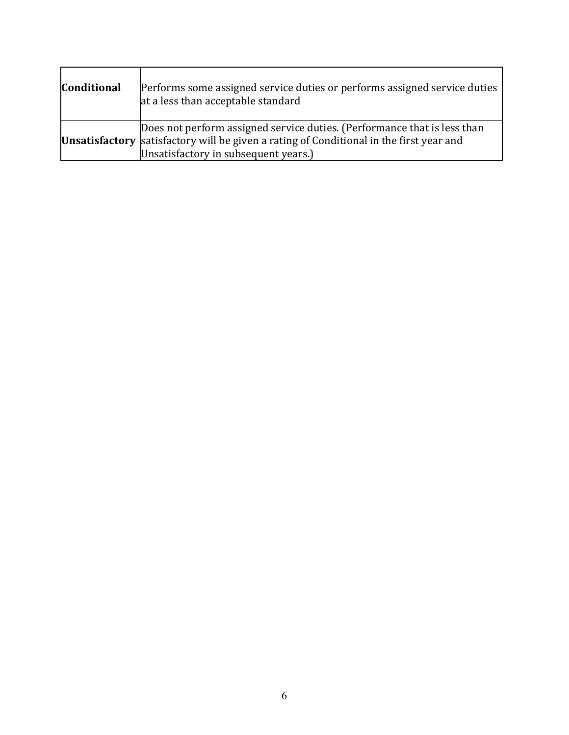| | |
|---|---|
| **Conditional** | Performs some assigned service duties or performs assigned service duties at a less than acceptable standard |
| **Unsatisfactory** | Does not perform assigned service duties. (Performance that is less than satisfactory will be given a rating of Conditional in the first year and Unsatisfactory in subsequent years.) |